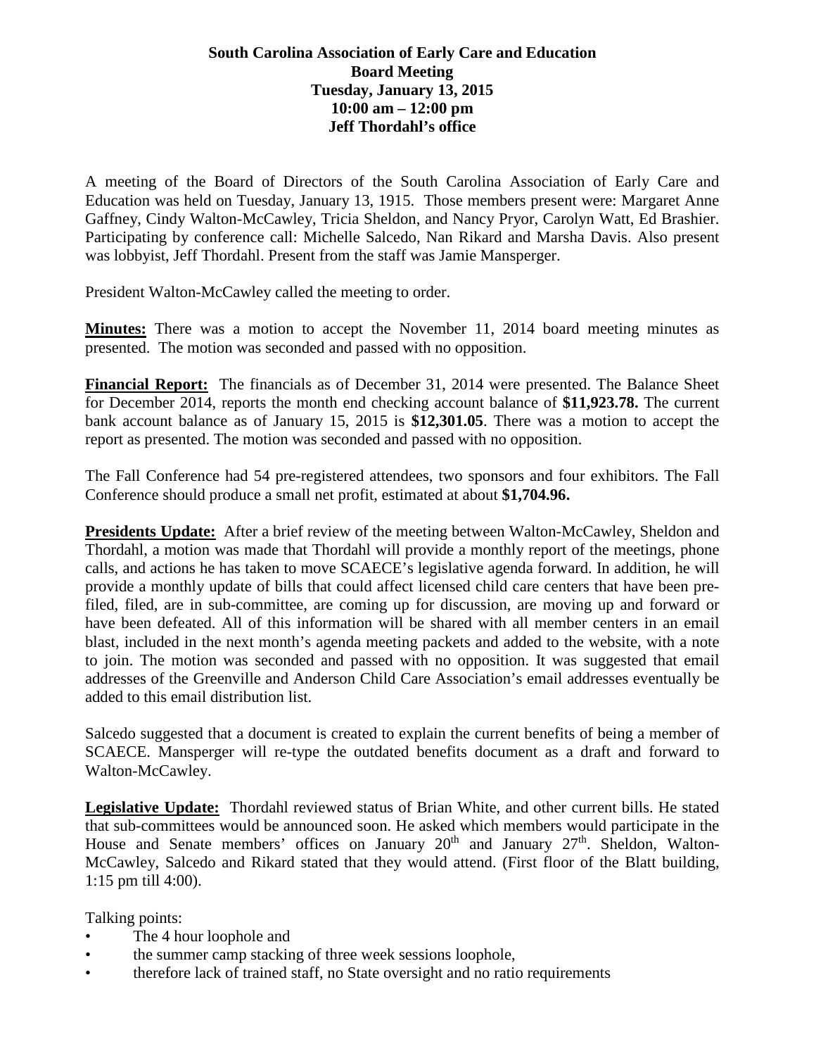**South Carolina Association of Early Care and Education**
**Board Meeting**
**Tuesday, January 13, 2015**
**10:00 am – 12:00 pm**
**Jeff Thordahl's office**

A meeting of the Board of Directors of the South Carolina Association of Early Care and Education was held on Tuesday, January 13, 1915. Those members present were: Margaret Anne Gaffney, Cindy Walton-McCawley, Tricia Sheldon, and Nancy Pryor, Carolyn Watt, Ed Brashier. Participating by conference call: Michelle Salcedo, Nan Rikard and Marsha Davis. Also present was lobbyist, Jeff Thordahl. Present from the staff was Jamie Mansperger.

President Walton-McCawley called the meeting to order.

**Minutes:** There was a motion to accept the November 11, 2014 board meeting minutes as presented. The motion was seconded and passed with no opposition.

**Financial Report:** The financials as of December 31, 2014 were presented. The Balance Sheet for December 2014, reports the month end checking account balance of **$11,923.78.** The current bank account balance as of January 15, 2015 is **$12,301.05**. There was a motion to accept the report as presented. The motion was seconded and passed with no opposition.

The Fall Conference had 54 pre-registered attendees, two sponsors and four exhibitors. The Fall Conference should produce a small net profit, estimated at about **$1,704.96.**

**Presidents Update:** After a brief review of the meeting between Walton-McCawley, Sheldon and Thordahl, a motion was made that Thordahl will provide a monthly report of the meetings, phone calls, and actions he has taken to move SCAECE's legislative agenda forward. In addition, he will provide a monthly update of bills that could affect licensed child care centers that have been pre-filed, filed, are in sub-committee, are coming up for discussion, are moving up and forward or have been defeated. All of this information will be shared with all member centers in an email blast, included in the next month's agenda meeting packets and added to the website, with a note to join. The motion was seconded and passed with no opposition. It was suggested that email addresses of the Greenville and Anderson Child Care Association's email addresses eventually be added to this email distribution list.

Salcedo suggested that a document is created to explain the current benefits of being a member of SCAECE. Mansperger will re-type the outdated benefits document as a draft and forward to Walton-McCawley.

**Legislative Update:** Thordahl reviewed status of Brian White, and other current bills. He stated that sub-committees would be announced soon. He asked which members would participate in the House and Senate members' offices on January 20th and January 27th. Sheldon, Walton-McCawley, Salcedo and Rikard stated that they would attend. (First floor of the Blatt building, 1:15 pm till 4:00).

Talking points:

- The 4 hour loophole and
- the summer camp stacking of three week sessions loophole,
- therefore lack of trained staff, no State oversight and no ratio requirements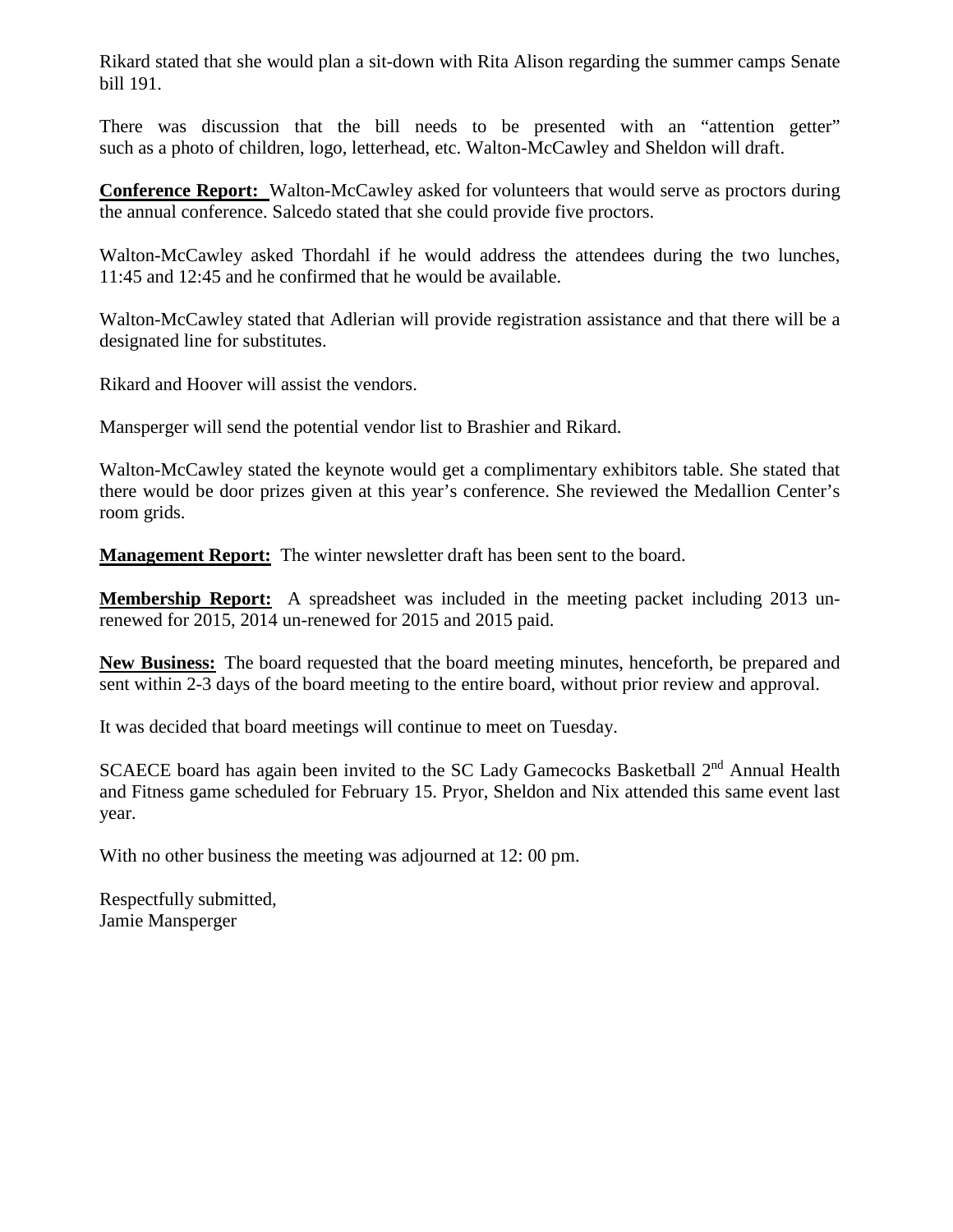Rikard stated that she would plan a sit-down with Rita Alison regarding the summer camps Senate bill 191.

There was discussion that the bill needs to be presented with an "attention getter" such as a photo of children, logo, letterhead, etc. Walton-McCawley and Sheldon will draft.

**Conference Report:** Walton-McCawley asked for volunteers that would serve as proctors during the annual conference. Salcedo stated that she could provide five proctors.

Walton-McCawley asked Thordahl if he would address the attendees during the two lunches, 11:45 and 12:45 and he confirmed that he would be available.

Walton-McCawley stated that Adlerian will provide registration assistance and that there will be a designated line for substitutes.

Rikard and Hoover will assist the vendors.

Mansperger will send the potential vendor list to Brashier and Rikard.

Walton-McCawley stated the keynote would get a complimentary exhibitors table. She stated that there would be door prizes given at this year's conference. She reviewed the Medallion Center's room grids.

**Management Report:** The winter newsletter draft has been sent to the board.

**Membership Report:** A spreadsheet was included in the meeting packet including 2013 un-renewed for 2015, 2014 un-renewed for 2015 and 2015 paid.

**New Business:** The board requested that the board meeting minutes, henceforth, be prepared and sent within 2-3 days of the board meeting to the entire board, without prior review and approval.

It was decided that board meetings will continue to meet on Tuesday.

SCAECE board has again been invited to the SC Lady Gamecocks Basketball 2nd Annual Health and Fitness game scheduled for February 15. Pryor, Sheldon and Nix attended this same event last year.

With no other business the meeting was adjourned at 12: 00 pm.

Respectfully submitted,
Jamie Mansperger